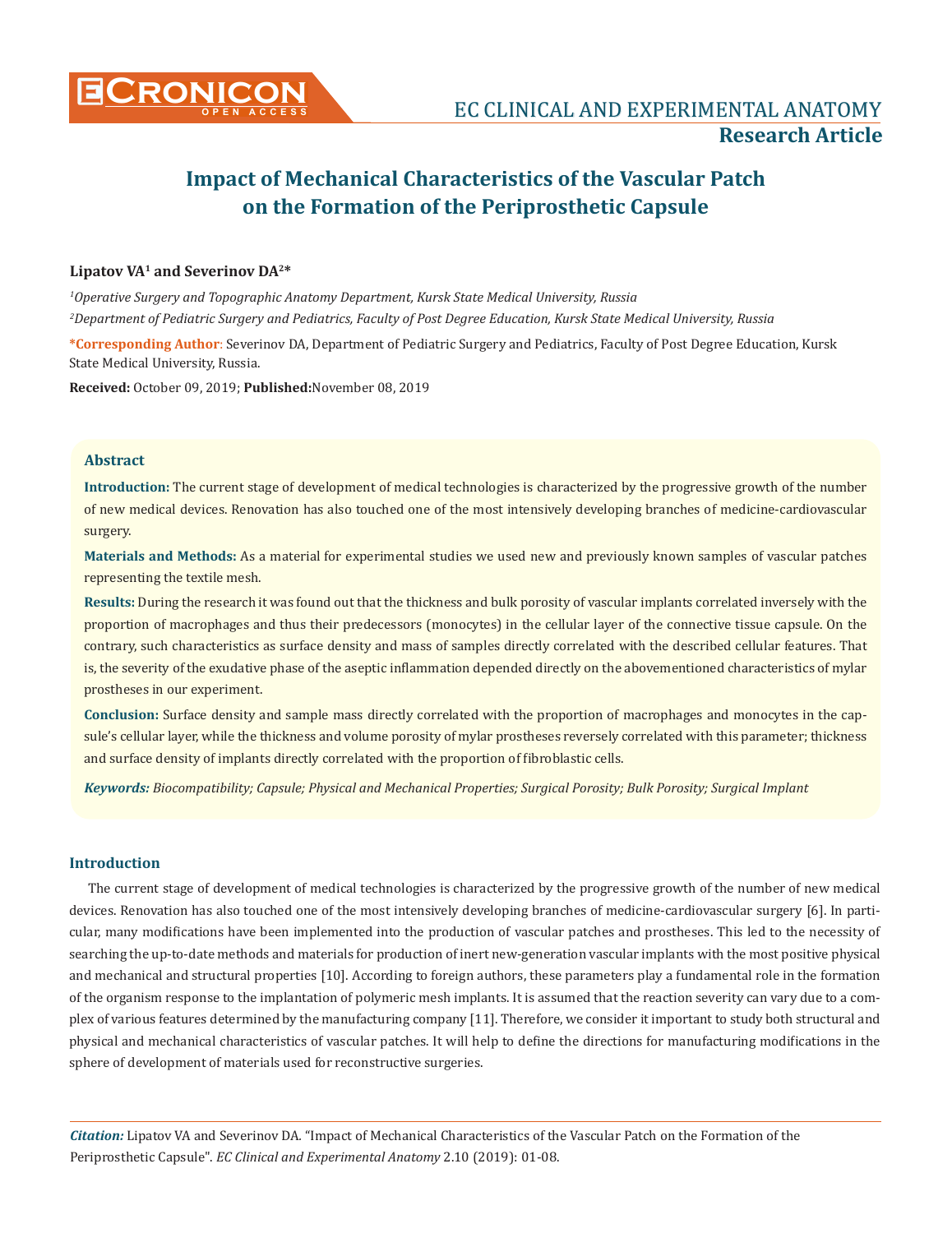# Impact of Mechanical Characteristics of the Vascular Patch on the Formation of the Periprosthetic Capsule

**Lipatov VA[1] and Severinov DA[2]***

*[1]Operative Surgery and Topographic Anatomy Department, Kursk State Medical University, Russia*

*[2]Department of Pediatric Surgery and Pediatrics, Faculty of Post Degree Education, Kursk State Medical University, Russia*

***Corresponding Author**: Severinov DA, Department of Pediatric Surgery and Pediatrics, Faculty of Post Degree Education, Kursk State Medical University, Russia.

**Received:** October 09, 2019; **Published:** November 08, 2019

## Abstract

**Introduction:** The current stage of development of medical technologies is characterized by the progressive growth of the number of new medical devices. Renovation has also touched one of the most intensively developing branches of medicine-cardiovascular surgery.

**Materials and Methods:** As a material for experimental studies we used new and previously known samples of vascular patches representing the textile mesh.

**Results:** During the research it was found out that the thickness and bulk porosity of vascular implants correlated inversely with the proportion of macrophages and thus their predecessors (monocytes) in the cellular layer of the connective tissue capsule. On the contrary, such characteristics as surface density and mass of samples directly correlated with the described cellular features. That is, the severity of the exudative phase of the aseptic inflammation depended directly on the abovementioned characteristics of mylar prostheses in our experiment.

**Conclusion:** Surface density and sample mass directly correlated with the proportion of macrophages and monocytes in the capsule's cellular layer, while the thickness and volume porosity of mylar prostheses reversely correlated with this parameter; thickness and surface density of implants directly correlated with the proportion of fibroblastic cells.

***Keywords:*** *Biocompatibility; Capsule; Physical and Mechanical Properties; Surgical Porosity; Bulk Porosity; Surgical Implant*

## Introduction

The current stage of development of medical technologies is characterized by the progressive growth of the number of new medical devices. Renovation has also touched one of the most intensively developing branches of medicine-cardiovascular surgery [6]. In particular, many modifications have been implemented into the production of vascular patches and prostheses. This led to the necessity of searching the up-to-date methods and materials for production of inert new-generation vascular implants with the most positive physical and mechanical and structural properties [10]. According to foreign authors, these parameters play a fundamental role in the formation of the organism response to the implantation of polymeric mesh implants. It is assumed that the reaction severity can vary due to a complex of various features determined by the manufacturing company [11]. Therefore, we consider it important to study both structural and physical and mechanical characteristics of vascular patches. It will help to define the directions for manufacturing modifications in the sphere of development of materials used for reconstructive surgeries.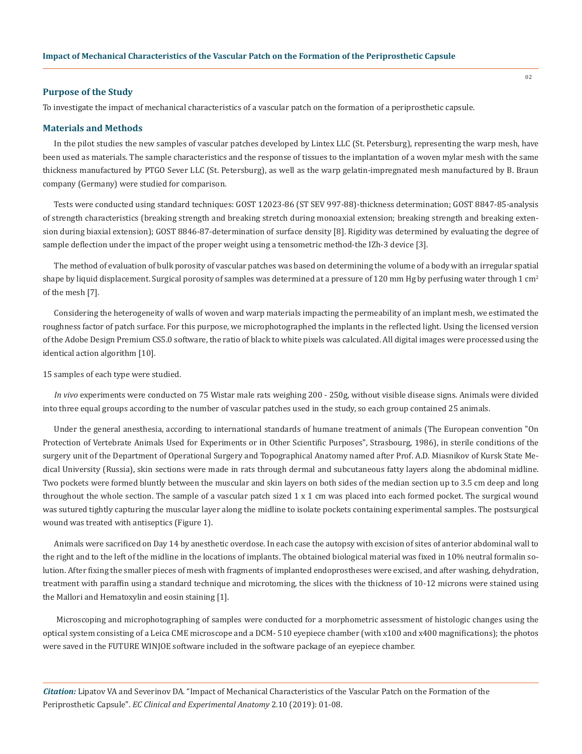## Purpose of the Study

To investigate the impact of mechanical characteristics of a vascular patch on the formation of a periprosthetic capsule.

## Materials and Methods

In the pilot studies the new samples of vascular patches developed by Lintex LLC (St. Petersburg), representing the warp mesh, have been used as materials. The sample characteristics and the response of tissues to the implantation of a woven mylar mesh with the same thickness manufactured by PTGO Sever LLC (St. Petersburg), as well as the warp gelatin-impregnated mesh manufactured by B. Braun company (Germany) were studied for comparison.

Tests were conducted using standard techniques: GOST 12023-86 (ST SEV 997-88)-thickness determination; GOST 8847-85-analysis of strength characteristics (breaking strength and breaking stretch during monoaxial extension; breaking strength and breaking extension during biaxial extension); GOST 8846-87-determination of surface density [8]. Rigidity was determined by evaluating the degree of sample deflection under the impact of the proper weight using a tensometric method-the IZh-3 device [3].

The method of evaluation of bulk porosity of vascular patches was based on determining the volume of a body with an irregular spatial shape by liquid displacement. Surgical porosity of samples was determined at a pressure of 120 mm Hg by perfusing water through 1 $cm^2$ of the mesh [7].

Considering the heterogeneity of walls of woven and warp materials impacting the permeability of an implant mesh, we estimated the roughness factor of patch surface. For this purpose, we microphotographed the implants in the reflected light. Using the licensed version of the Adobe Design Premium CS5.0 software, the ratio of black to white pixels was calculated. All digital images were processed using the identical action algorithm [10].

15 samples of each type were studied.

*In vivo* experiments were conducted on 75 Wistar male rats weighing 200 - 250g, without visible disease signs. Animals were divided into three equal groups according to the number of vascular patches used in the study, so each group contained 25 animals.

Under the general anesthesia, according to international standards of humane treatment of animals (The European convention "On Protection of Vertebrate Animals Used for Experiments or in Other Scientific Purposes", Strasbourg, 1986), in sterile conditions of the surgery unit of the Department of Operational Surgery and Topographical Anatomy named after Prof. A.D. Miasnikov of Kursk State Medical University (Russia), skin sections were made in rats through dermal and subcutaneous fatty layers along the abdominal midline. Two pockets were formed bluntly between the muscular and skin layers on both sides of the median section up to 3.5 cm deep and long throughout the whole section. The sample of a vascular patch sized 1 x 1 cm was placed into each formed pocket. The surgical wound was sutured tightly capturing the muscular layer along the midline to isolate pockets containing experimental samples. The postsurgical wound was treated with antiseptics (Figure 1).

Animals were sacrificed on Day 14 by anesthetic overdose. In each case the autopsy with excision of sites of anterior abdominal wall to the right and to the left of the midline in the locations of implants. The obtained biological material was fixed in 10% neutral formalin solution. After fixing the smaller pieces of mesh with fragments of implanted endoprostheses were excised, and after washing, dehydration, treatment with paraffin using a standard technique and microtoming, the slices with the thickness of 10-12 microns were stained using the Mallori and Hematoxylin and eosin staining [1].

Microscoping and microphotographing of samples were conducted for a morphometric assessment of histologic changes using the optical system consisting of a Leica CME microscope and a DCM- 510 eyepiece chamber (with x100 and x400 magnifications); the photos were saved in the FUTURE WINJOE software included in the software package of an eyepiece chamber.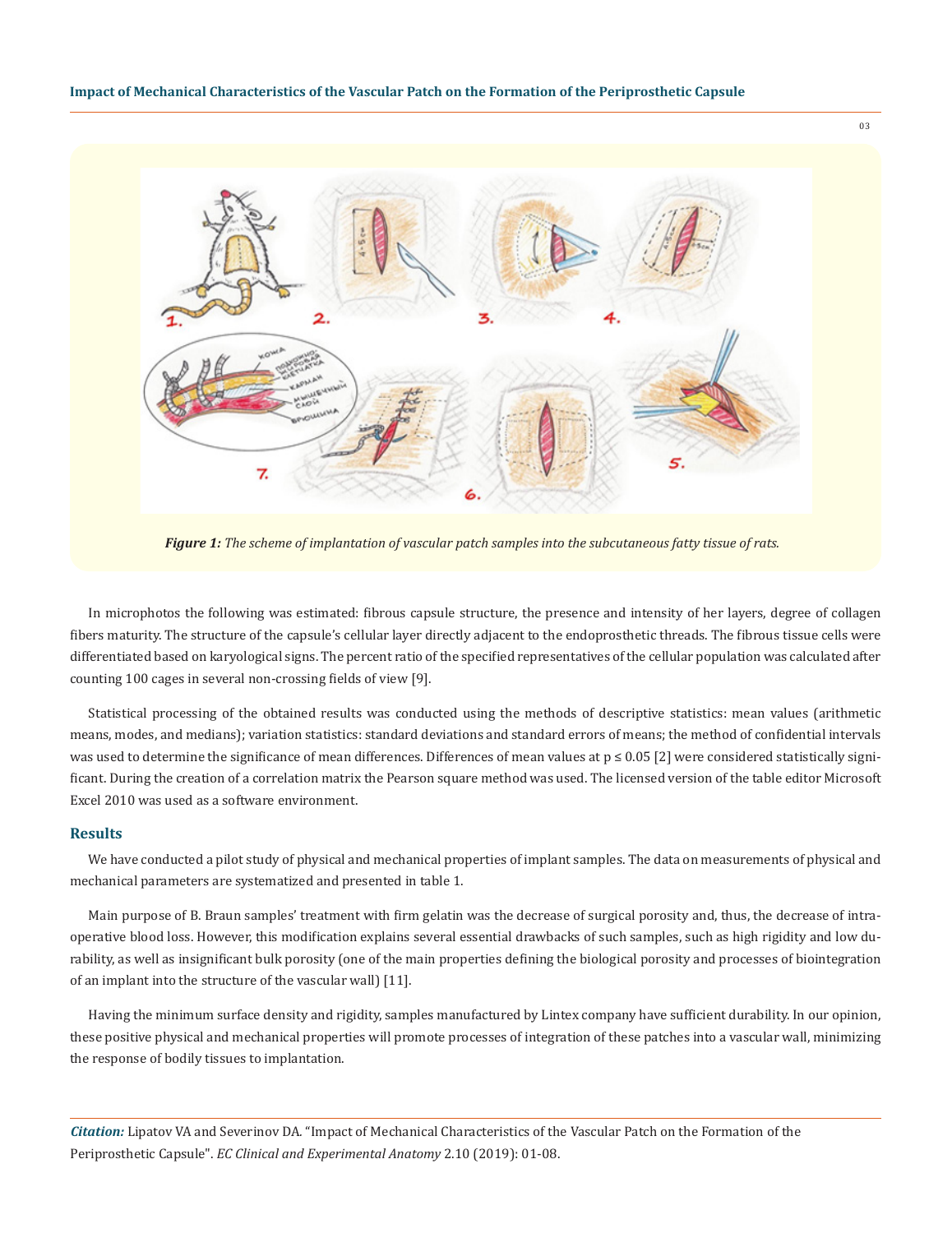*Figure 1: The scheme of implantation of vascular patch samples into the subcutaneous fatty tissue of rats.*

In microphotos the following was estimated: fibrous capsule structure, the presence and intensity of her layers, degree of collagen fibers maturity. The structure of the capsule's cellular layer directly adjacent to the endoprosthetic threads. The fibrous tissue cells were differentiated based on karyological signs. The percent ratio of the specified representatives of the cellular population was calculated after counting 100 cages in several non-crossing fields of view [9].

Statistical processing of the obtained results was conducted using the methods of descriptive statistics: mean values (arithmetic means, modes, and medians); variation statistics: standard deviations and standard errors of means; the method of confidential intervals was used to determine the significance of mean differences. Differences of mean values at $p \leq 0.05$ [2] were considered statistically significant. During the creation of a correlation matrix the Pearson square method was used. The licensed version of the table editor Microsoft Excel 2010 was used as a software environment.

## Results

We have conducted a pilot study of physical and mechanical properties of implant samples. The data on measurements of physical and mechanical parameters are systematized and presented in table 1.

Main purpose of B. Braun samples' treatment with firm gelatin was the decrease of surgical porosity and, thus, the decrease of intraoperative blood loss. However, this modification explains several essential drawbacks of such samples, such as high rigidity and low durability, as well as insignificant bulk porosity (one of the main properties defining the biological porosity and processes of biointegration of an implant into the structure of the vascular wall) [11].

Having the minimum surface density and rigidity, samples manufactured by Lintex company have sufficient durability. In our opinion, these positive physical and mechanical properties will promote processes of integration of these patches into a vascular wall, minimizing the response of bodily tissues to implantation.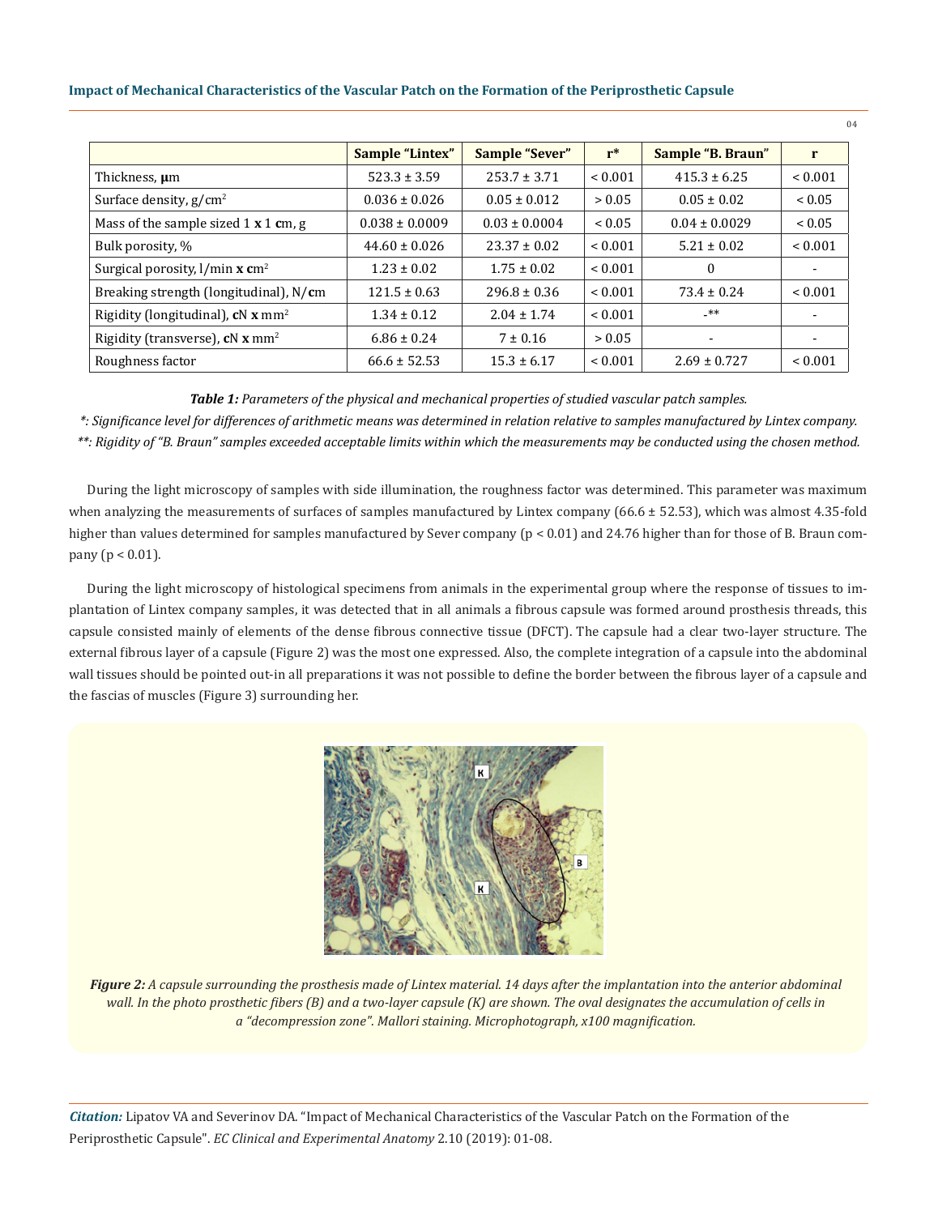| | Sample "Lintex" | Sample "Sever" | r* | Sample "B. Braun" | r |
|---|---|---|---|---|---|
| Thickness, μm | 523.3 ± 3.59 | 253.7 ± 3.71 | < 0.001 | 415.3 ± 6.25 | < 0.001 |
| Surface density, g/cm$^2$ | 0.036 ± 0.026 | 0.05 ± 0.012 | > 0.05 | 0.05 ± 0.02 | < 0.05 |
| Mass of the sample sized 1 **x** 1 **c**m, g | 0.038 ± 0.0009 | 0.03 ± 0.0004 | < 0.05 | 0.04 ± 0.0029 | < 0.05 |
| Bulk porosity, % | 44.60 ± 0.026 | 23.37 ± 0.02 | < 0.001 | 5.21 ± 0.02 | < 0.001 |
| Surgical porosity, l/min **x** **c**m$^2$ | 1.23 ± 0.02 | 1.75 ± 0.02 | < 0.001 | 0 | - |
| Breaking strength (longitudinal), N/**c**m | 121.5 ± 0.63 | 296.8 ± 0.36 | < 0.001 | 73.4 ± 0.24 | < 0.001 |
| Rigidity (longitudinal), **c**N **x** mm$^2$ | 1.34 ± 0.12 | 2.04 ± 1.74 | < 0.001 | -** | - |
| Rigidity (transverse), **c**N **x** mm$^2$ | 6.86 ± 0.24 | 7 ± 0.16 | > 0.05 | - | - |
| Roughness factor | 66.6 ± 52.53 | 15.3 ± 6.17 | < 0.001 | 2.69 ± 0.727 | < 0.001 |

***Table 1:*** *Parameters of the physical and mechanical properties of studied vascular patch samples.*

*\*: Significance level for differences of arithmetic means was determined in relation relative to samples manufactured by Lintex company.*

*\*\*: Rigidity of "B. Braun" samples exceeded acceptable limits within which the measurements may be conducted using the chosen method.*

During the light microscopy of samples with side illumination, the roughness factor was determined. This parameter was maximum when analyzing the measurements of surfaces of samples manufactured by Lintex company (66.6 ± 52.53), which was almost 4.35-fold higher than values determined for samples manufactured by Sever company ($p < 0.01$) and 24.76 higher than for those of B. Braun company ($p < 0.01$).

During the light microscopy of histological specimens from animals in the experimental group where the response of tissues to implantation of Lintex company samples, it was detected that in all animals a fibrous capsule was formed around prosthesis threads, this capsule consisted mainly of elements of the dense fibrous connective tissue (DFCT). The capsule had a clear two-layer structure. The external fibrous layer of a capsule (Figure 2) was the most one expressed. Also, the complete integration of a capsule into the abdominal wall tissues should be pointed out-in all preparations it was not possible to define the border between the fibrous layer of a capsule and the fascias of muscles (Figure 3) surrounding her.

***Figure 2:*** *A capsule surrounding the prosthesis made of Lintex material. 14 days after the implantation into the anterior abdominal wall. In the photo prosthetic fibers (B) and a two-layer capsule (K) are shown. The oval designates the accumulation of cells in a "decompression zone". Mallori staining. Microphotograph, x100 magnification.*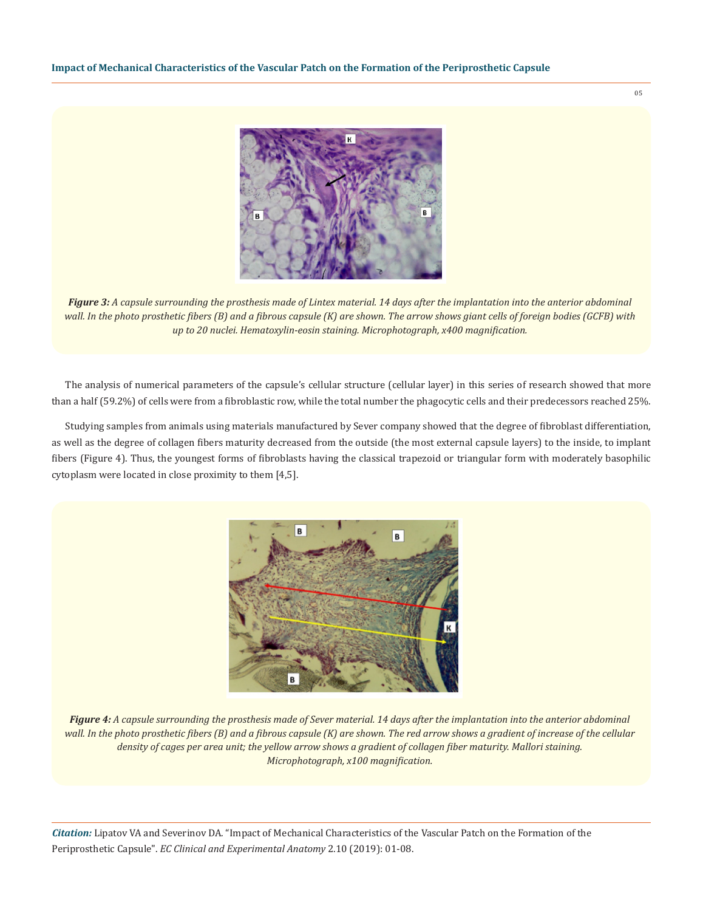*__Figure 3:__ A capsule surrounding the prosthesis made of Lintex material. 14 days after the implantation into the anterior abdominal wall. In the photo prosthetic fibers (B) and a fibrous capsule (K) are shown. The arrow shows giant cells of foreign bodies (GCFB) with up to 20 nuclei. Hematoxylin-eosin staining. Microphotograph, x400 magnification.*

The analysis of numerical parameters of the capsule's cellular structure (cellular layer) in this series of research showed that more than a half (59.2%) of cells were from a fibroblastic row, while the total number the phagocytic cells and their predecessors reached 25%.

Studying samples from animals using materials manufactured by Sever company showed that the degree of fibroblast differentiation, as well as the degree of collagen fibers maturity decreased from the outside (the most external capsule layers) to the inside, to implant fibers (Figure 4). Thus, the youngest forms of fibroblasts having the classical trapezoid or triangular form with moderately basophilic cytoplasm were located in close proximity to them [4,5].

*__Figure 4:__ A capsule surrounding the prosthesis made of Sever material. 14 days after the implantation into the anterior abdominal wall. In the photo prosthetic fibers (B) and a fibrous capsule (K) are shown. The red arrow shows a gradient of increase of the cellular density of cages per area unit; the yellow arrow shows a gradient of collagen fiber maturity. Mallori staining. Microphotograph, x100 magnification.*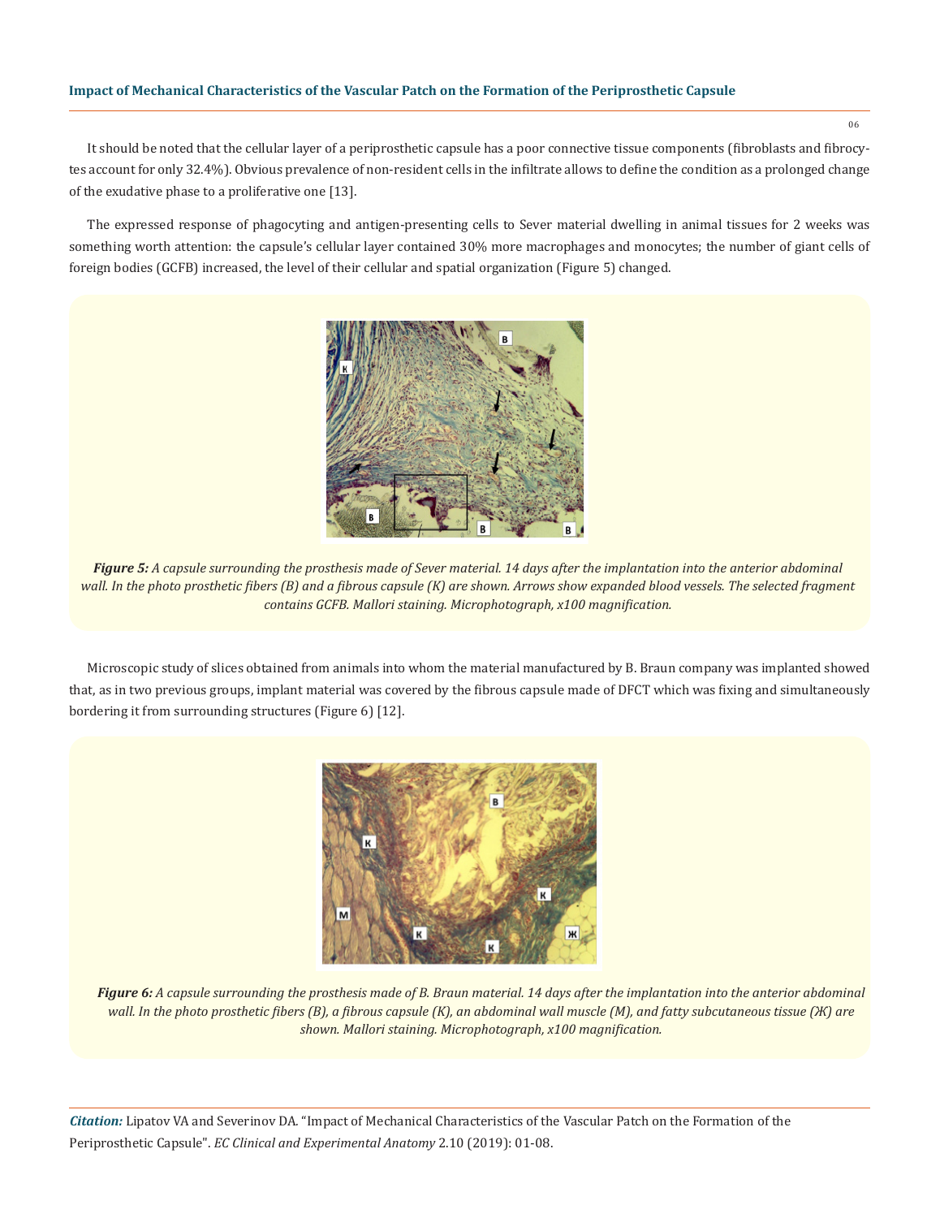It should be noted that the cellular layer of a periprosthetic capsule has a poor connective tissue components (fibroblasts and fibrocytes account for only 32.4%). Obvious prevalence of non-resident cells in the infiltrate allows to define the condition as a prolonged change of the exudative phase to a proliferative one [13].

The expressed response of phagocyting and antigen-presenting cells to Sever material dwelling in animal tissues for 2 weeks was something worth attention: the capsule's cellular layer contained 30% more macrophages and monocytes; the number of giant cells of foreign bodies (GCFB) increased, the level of their cellular and spatial organization (Figure 5) changed.

***Figure 5:** A capsule surrounding the prosthesis made of Sever material. 14 days after the implantation into the anterior abdominal wall. In the photo prosthetic fibers (B) and a fibrous capsule (K) are shown. Arrows show expanded blood vessels. The selected fragment contains GCFB. Mallori staining. Microphotograph, x100 magnification.*

Microscopic study of slices obtained from animals into whom the material manufactured by B. Braun company was implanted showed that, as in two previous groups, implant material was covered by the fibrous capsule made of DFCT which was fixing and simultaneously bordering it from surrounding structures (Figure 6) [12].

***Figure 6:** A capsule surrounding the prosthesis made of B. Braun material. 14 days after the implantation into the anterior abdominal wall. In the photo prosthetic fibers (B), a fibrous capsule (K), an abdominal wall muscle (M), and fatty subcutaneous tissue (Ж) are shown. Mallori staining. Microphotograph, x100 magnification.*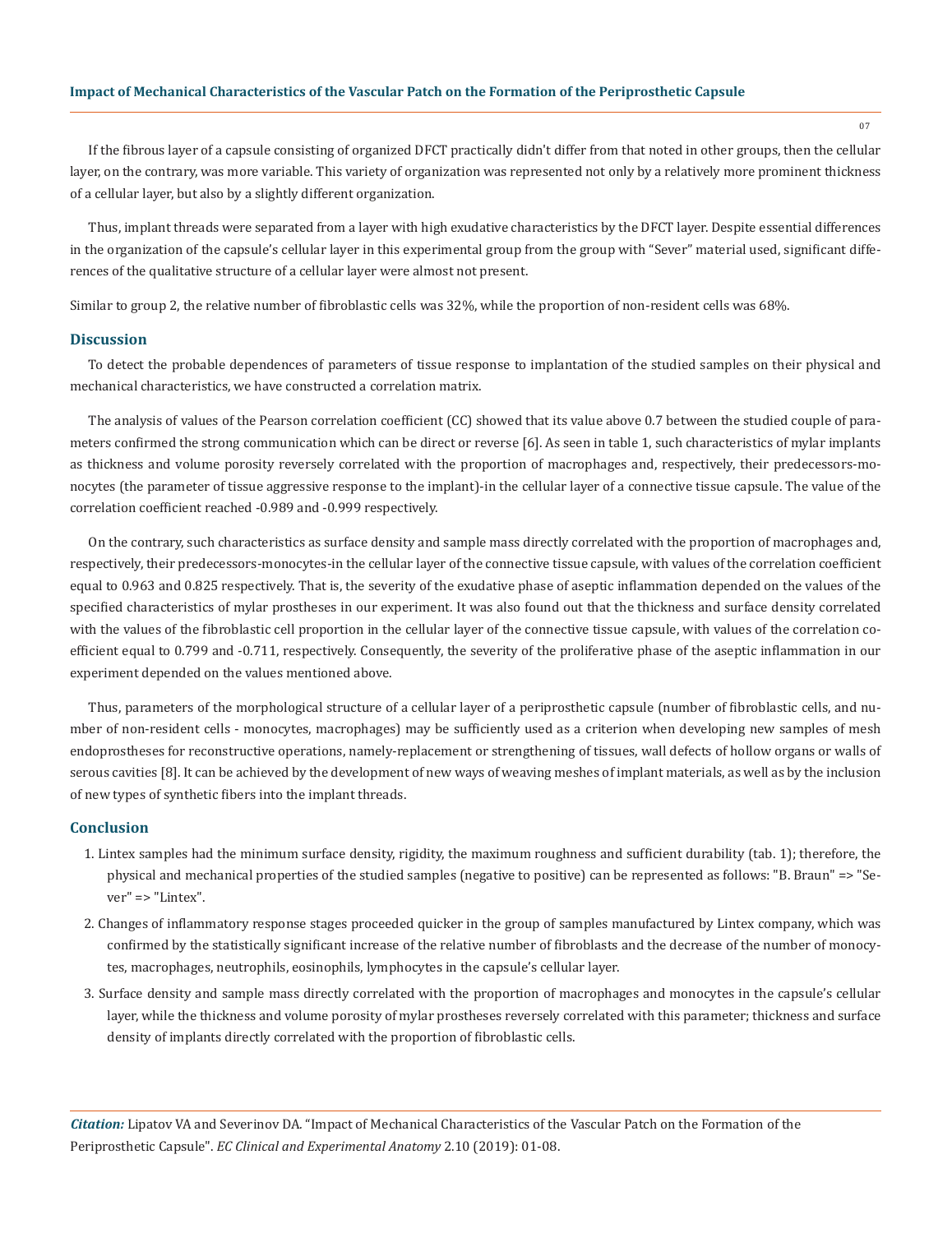If the fibrous layer of a capsule consisting of organized DFCT practically didn't differ from that noted in other groups, then the cellular layer, on the contrary, was more variable. This variety of organization was represented not only by a relatively more prominent thickness of a cellular layer, but also by a slightly different organization.

Thus, implant threads were separated from a layer with high exudative characteristics by the DFCT layer. Despite essential differences in the organization of the capsule's cellular layer in this experimental group from the group with "Sever" material used, significant differences of the qualitative structure of a cellular layer were almost not present.

Similar to group 2, the relative number of fibroblastic cells was 32%, while the proportion of non-resident cells was 68%.

## Discussion

To detect the probable dependences of parameters of tissue response to implantation of the studied samples on their physical and mechanical characteristics, we have constructed a correlation matrix.

The analysis of values of the Pearson correlation coefficient (CC) showed that its value above 0.7 between the studied couple of parameters confirmed the strong communication which can be direct or reverse [6]. As seen in table 1, such characteristics of mylar implants as thickness and volume porosity reversely correlated with the proportion of macrophages and, respectively, their predecessors-monocytes (the parameter of tissue aggressive response to the implant)-in the cellular layer of a connective tissue capsule. The value of the correlation coefficient reached -0.989 and -0.999 respectively.

On the contrary, such characteristics as surface density and sample mass directly correlated with the proportion of macrophages and, respectively, their predecessors-monocytes-in the cellular layer of the connective tissue capsule, with values of the correlation coefficient equal to 0.963 and 0.825 respectively. That is, the severity of the exudative phase of aseptic inflammation depended on the values of the specified characteristics of mylar prostheses in our experiment. It was also found out that the thickness and surface density correlated with the values of the fibroblastic cell proportion in the cellular layer of the connective tissue capsule, with values of the correlation coefficient equal to 0.799 and -0.711, respectively. Consequently, the severity of the proliferative phase of the aseptic inflammation in our experiment depended on the values mentioned above.

Thus, parameters of the morphological structure of a cellular layer of a periprosthetic capsule (number of fibroblastic cells, and number of non-resident cells - monocytes, macrophages) may be sufficiently used as a criterion when developing new samples of mesh endoprostheses for reconstructive operations, namely-replacement or strengthening of tissues, wall defects of hollow organs or walls of serous cavities [8]. It can be achieved by the development of new ways of weaving meshes of implant materials, as well as by the inclusion of new types of synthetic fibers into the implant threads.

## Conclusion

1. Lintex samples had the minimum surface density, rigidity, the maximum roughness and sufficient durability (tab. 1); therefore, the physical and mechanical properties of the studied samples (negative to positive) can be represented as follows: "B. Braun" => "Sever" => "Lintex".
2. Changes of inflammatory response stages proceeded quicker in the group of samples manufactured by Lintex company, which was confirmed by the statistically significant increase of the relative number of fibroblasts and the decrease of the number of monocytes, macrophages, neutrophils, eosinophils, lymphocytes in the capsule's cellular layer.
3. Surface density and sample mass directly correlated with the proportion of macrophages and monocytes in the capsule's cellular layer, while the thickness and volume porosity of mylar prostheses reversely correlated with this parameter; thickness and surface density of implants directly correlated with the proportion of fibroblastic cells.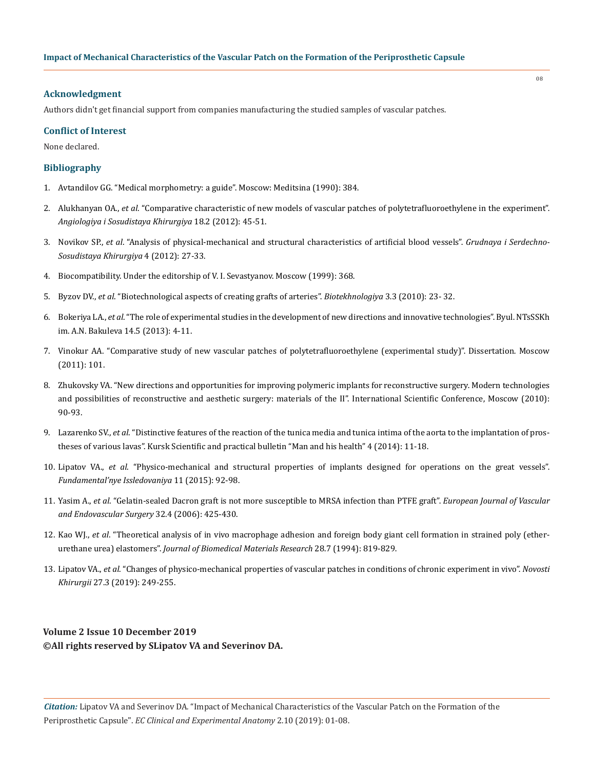## Acknowledgment

Authors didn't get financial support from companies manufacturing the studied samples of vascular patches.

## Conflict of Interest

None declared.

## Bibliography

1. Avtandilov GG. "Medical morphometry: a guide". Moscow: Meditsina (1990): 384.
2. Alukhanyan OA., *et al*. "Comparative characteristic of new models of vascular patches of polytetrafluoroethylene in the experiment". *Angiologiya i Sosudistaya Khirurgiya* 18.2 (2012): 45-51.
3. Novikov SP., *et al*. "Analysis of physical-mechanical and structural characteristics of artificial blood vessels". *Grudnaya i Serdechno-Sosudistaya Khirurgiya* 4 (2012): 27-33.
4. Biocompatibility. Under the editorship of V. I. Sevastyanov. Moscow (1999): 368.
5. Byzov DV., *et al*. "Biotechnological aspects of creating grafts of arteries". *Biotekhnologiya* 3.3 (2010): 23- 32.
6. Bokeriya LA., *et al*. "The role of experimental studies in the development of new directions and innovative technologies". Byul. NTsSSKh im. A.N. Bakuleva 14.5 (2013): 4-11.
7. Vinokur AA. "Comparative study of new vascular patches of polytetrafluoroethylene (experimental study)". Dissertation. Moscow (2011): 101.
8. Zhukovsky VA. "New directions and opportunities for improving polymeric implants for reconstructive surgery. Modern technologies and possibilities of reconstructive and aesthetic surgery: materials of the II". International Scientific Conference, Moscow (2010): 90-93.
9. Lazarenko SV., *et al*. "Distinctive features of the reaction of the tunica media and tunica intima of the aorta to the implantation of prostheses of various lavas". Kursk Scientific and practical bulletin "Man and his health" 4 (2014): 11-18.
10. Lipatov VA., *et al*. "Physico-mechanical and structural properties of implants designed for operations on the great vessels". *Fundamental'nye Issledovaniya* 11 (2015): 92-98.
11. Yasim A., *et al*. "Gelatin-sealed Dacron graft is not more susceptible to MRSA infection than PTFE graft". *European Journal of Vascular and Endovascular Surgery* 32.4 (2006): 425-430.
12. Kao WJ., *et al*. "Theoretical analysis of in vivo macrophage adhesion and foreign body giant cell formation in strained poly (ether-urethane urea) elastomers". *Journal of Biomedical Materials Research* 28.7 (1994): 819-829.
13. Lipatov VA., *et al*. "Changes of physico-mechanical properties of vascular patches in conditions of chronic experiment in vivo". *Novosti Khirurgii* 27.3 (2019): 249-255.

**Volume 2 Issue 10 December 2019**
**©All rights reserved by SLipatov VA and Severinov DA.**